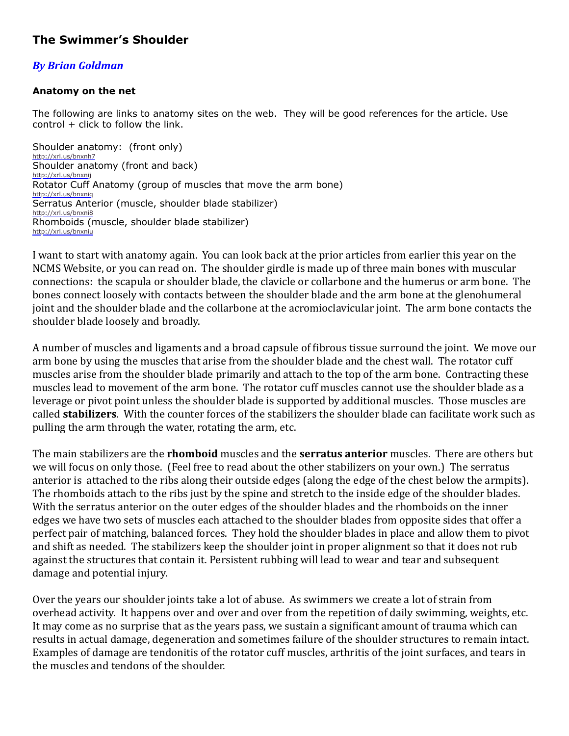# The Swimmer's Shoulder

***By Brian Goldman***

### Anatomy on the net

The following are links to anatomy sites on the web. They will be good references for the article. Use control + click to follow the link.

Shoulder anatomy: (front only)
http://xrl.us/bnxnh7
Shoulder anatomy (front and back)
http://xrl.us/bnxnij
Rotator Cuff Anatomy (group of muscles that move the arm bone)
http://xrl.us/bnxniq
Serratus Anterior (muscle, shoulder blade stabilizer)
http://xrl.us/bnxni8
Rhomboids (muscle, shoulder blade stabilizer)
http://xrl.us/bnxniu

I want to start with anatomy again. You can look back at the prior articles from earlier this year on the NCMS Website, or you can read on. The shoulder girdle is made up of three main bones with muscular connections: the scapula or shoulder blade, the clavicle or collarbone and the humerus or arm bone. The bones connect loosely with contacts between the shoulder blade and the arm bone at the glenohumeral joint and the shoulder blade and the collarbone at the acromioclavicular joint. The arm bone contacts the shoulder blade loosely and broadly.

A number of muscles and ligaments and a broad capsule of fibrous tissue surround the joint. We move our arm bone by using the muscles that arise from the shoulder blade and the chest wall. The rotator cuff muscles arise from the shoulder blade primarily and attach to the top of the arm bone. Contracting these muscles lead to movement of the arm bone. The rotator cuff muscles cannot use the shoulder blade as a leverage or pivot point unless the shoulder blade is supported by additional muscles. Those muscles are called **stabilizers**. With the counter forces of the stabilizers the shoulder blade can facilitate work such as pulling the arm through the water, rotating the arm, etc.

The main stabilizers are the **rhomboid** muscles and the **serratus anterior** muscles. There are others but we will focus on only those. (Feel free to read about the other stabilizers on your own.) The serratus anterior is attached to the ribs along their outside edges (along the edge of the chest below the armpits). The rhomboids attach to the ribs just by the spine and stretch to the inside edge of the shoulder blades. With the serratus anterior on the outer edges of the shoulder blades and the rhomboids on the inner edges we have two sets of muscles each attached to the shoulder blades from opposite sides that offer a perfect pair of matching, balanced forces. They hold the shoulder blades in place and allow them to pivot and shift as needed. The stabilizers keep the shoulder joint in proper alignment so that it does not rub against the structures that contain it. Persistent rubbing will lead to wear and tear and subsequent damage and potential injury.

Over the years our shoulder joints take a lot of abuse. As swimmers we create a lot of strain from overhead activity. It happens over and over and over from the repetition of daily swimming, weights, etc. It may come as no surprise that as the years pass, we sustain a significant amount of trauma which can results in actual damage, degeneration and sometimes failure of the shoulder structures to remain intact. Examples of damage are tendonitis of the rotator cuff muscles, arthritis of the joint surfaces, and tears in the muscles and tendons of the shoulder.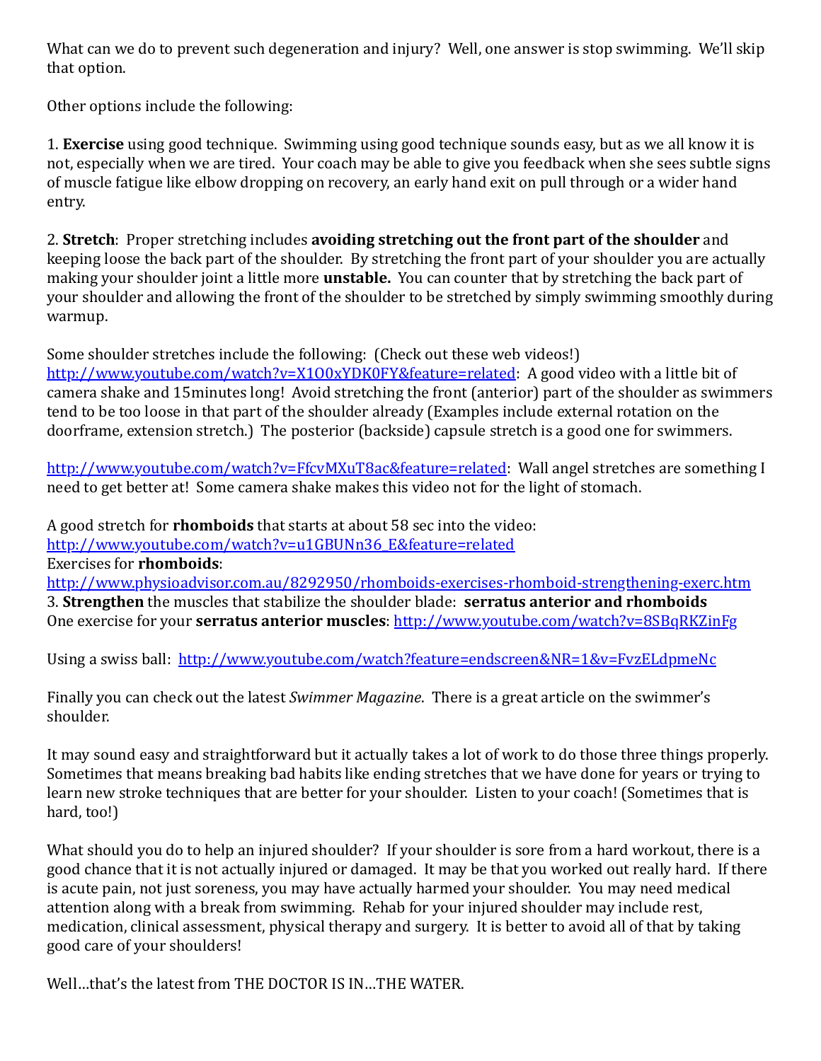What can we do to prevent such degeneration and injury? Well, one answer is stop swimming. We'll skip that option.

Other options include the following:

1. **Exercise** using good technique. Swimming using good technique sounds easy, but as we all know it is not, especially when we are tired. Your coach may be able to give you feedback when she sees subtle signs of muscle fatigue like elbow dropping on recovery, an early hand exit on pull through or a wider hand entry.

2. **Stretch**: Proper stretching includes **avoiding stretching out the front part of the shoulder** and keeping loose the back part of the shoulder. By stretching the front part of your shoulder you are actually making your shoulder joint a little more **unstable.** You can counter that by stretching the back part of your shoulder and allowing the front of the shoulder to be stretched by simply swimming smoothly during warmup.

Some shoulder stretches include the following: (Check out these web videos!)
http://www.youtube.com/watch?v=X1O0xYDK0FY&feature=related: A good video with a little bit of camera shake and 15minutes long! Avoid stretching the front (anterior) part of the shoulder as swimmers tend to be too loose in that part of the shoulder already (Examples include external rotation on the doorframe, extension stretch.) The posterior (backside) capsule stretch is a good one for swimmers.

http://www.youtube.com/watch?v=FfcvMXuT8ac&feature=related: Wall angel stretches are something I need to get better at! Some camera shake makes this video not for the light of stomach.

A good stretch for **rhomboids** that starts at about 58 sec into the video:
http://www.youtube.com/watch?v=u1GBUNn36_E&feature=related
Exercises for **rhomboids**:
http://www.physioadvisor.com.au/8292950/rhomboids-exercises-rhomboid-strengthening-exerc.htm

3. **Strengthen** the muscles that stabilize the shoulder blade: **serratus anterior and rhomboids**
One exercise for your **serratus anterior muscles**: http://www.youtube.com/watch?v=8SBqRKZinFg

Using a swiss ball: http://www.youtube.com/watch?feature=endscreen&NR=1&v=FvzELdpmeNc

Finally you can check out the latest *Swimmer Magazine*. There is a great article on the swimmer's shoulder.

It may sound easy and straightforward but it actually takes a lot of work to do those three things properly. Sometimes that means breaking bad habits like ending stretches that we have done for years or trying to learn new stroke techniques that are better for your shoulder. Listen to your coach! (Sometimes that is hard, too!)

What should you do to help an injured shoulder? If your shoulder is sore from a hard workout, there is a good chance that it is not actually injured or damaged. It may be that you worked out really hard. If there is acute pain, not just soreness, you may have actually harmed your shoulder. You may need medical attention along with a break from swimming. Rehab for your injured shoulder may include rest, medication, clinical assessment, physical therapy and surgery. It is better to avoid all of that by taking good care of your shoulders!

Well…that's the latest from THE DOCTOR IS IN…THE WATER.